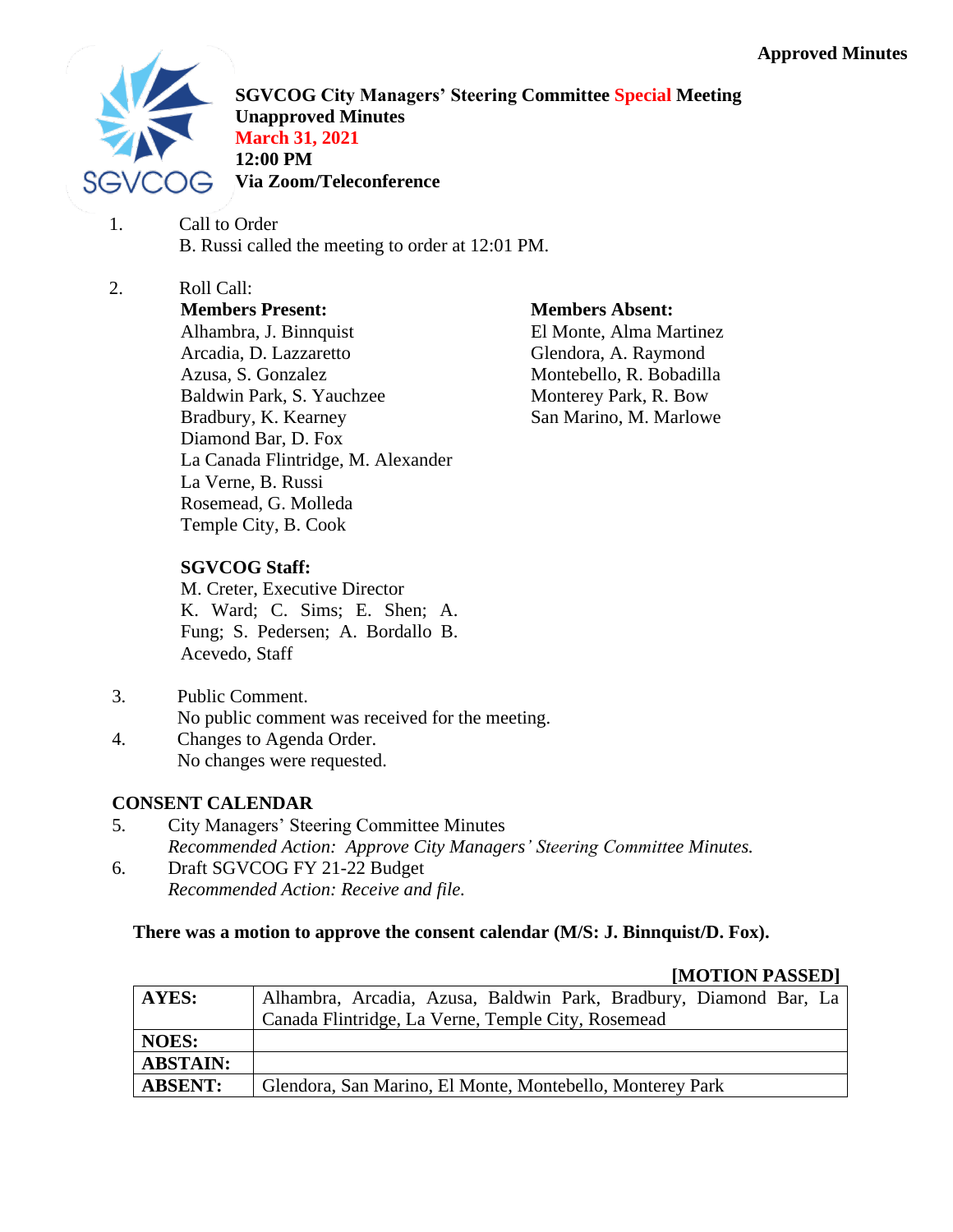Approved Minutes

**SGVCOG City Managers' Steering Committee Special Meeting**
**Unapproved Minutes**
**March 31, 2021**
**12:00 PM**
**Via Zoom/Teleconference**

1. Call to Order
   B. Russi called the meeting to order at 12:01 PM.

2. Roll Call:

   **Members Present:**
   Alhambra, J. Binnquist
   Arcadia, D. Lazzaretto
   Azusa, S. Gonzalez
   Baldwin Park, S. Yauchzee
   Bradbury, K. Kearney
   Diamond Bar, D. Fox
   La Canada Flintridge, M. Alexander
   La Verne, B. Russi
   Rosemead, G. Molleda
   Temple City, B. Cook

   **Members Absent:**
   El Monte, Alma Martinez
   Glendora, A. Raymond
   Montebello, R. Bobadilla
   Monterey Park, R. Bow
   San Marino, M. Marlowe

   **SGVCOG Staff:**
   M. Creter, Executive Director
   K. Ward; C. Sims; E. Shen; A. Fung; S. Pedersen; A. Bordallo B. Acevedo, Staff

3. Public Comment.
   No public comment was received for the meeting.

4. Changes to Agenda Order.
   No changes were requested.

**CONSENT CALENDAR**

5. City Managers' Steering Committee Minutes
   *Recommended Action: Approve City Managers' Steering Committee Minutes.*

6. Draft SGVCOG FY 21-22 Budget
   *Recommended Action: Receive and file.*

**There was a motion to approve the consent calendar (M/S: J. Binnquist/D. Fox).**

**[MOTION PASSED]**

| | |
|---|---|
| **AYES:** | Alhambra, Arcadia, Azusa, Baldwin Park, Bradbury, Diamond Bar, La Canada Flintridge, La Verne, Temple City, Rosemead |
| **NOES:** | |
| **ABSTAIN:** | |
| **ABSENT:** | Glendora, San Marino, El Monte, Montebello, Monterey Park |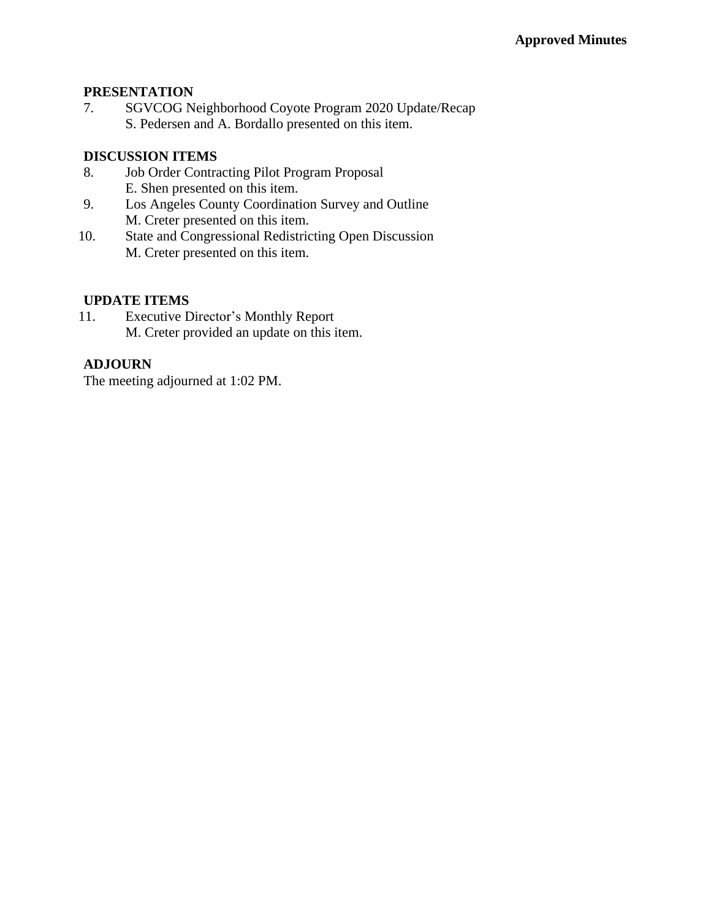**Approved Minutes**

**PRESENTATION**

7. SGVCOG Neighborhood Coyote Program 2020 Update/Recap
   S. Pedersen and A. Bordallo presented on this item.

**DISCUSSION ITEMS**

8. Job Order Contracting Pilot Program Proposal
   E. Shen presented on this item.
9. Los Angeles County Coordination Survey and Outline
   M. Creter presented on this item.
10. State and Congressional Redistricting Open Discussion
    M. Creter presented on this item.

**UPDATE ITEMS**

11. Executive Director's Monthly Report
    M. Creter provided an update on this item.

**ADJOURN**

The meeting adjourned at 1:02 PM.